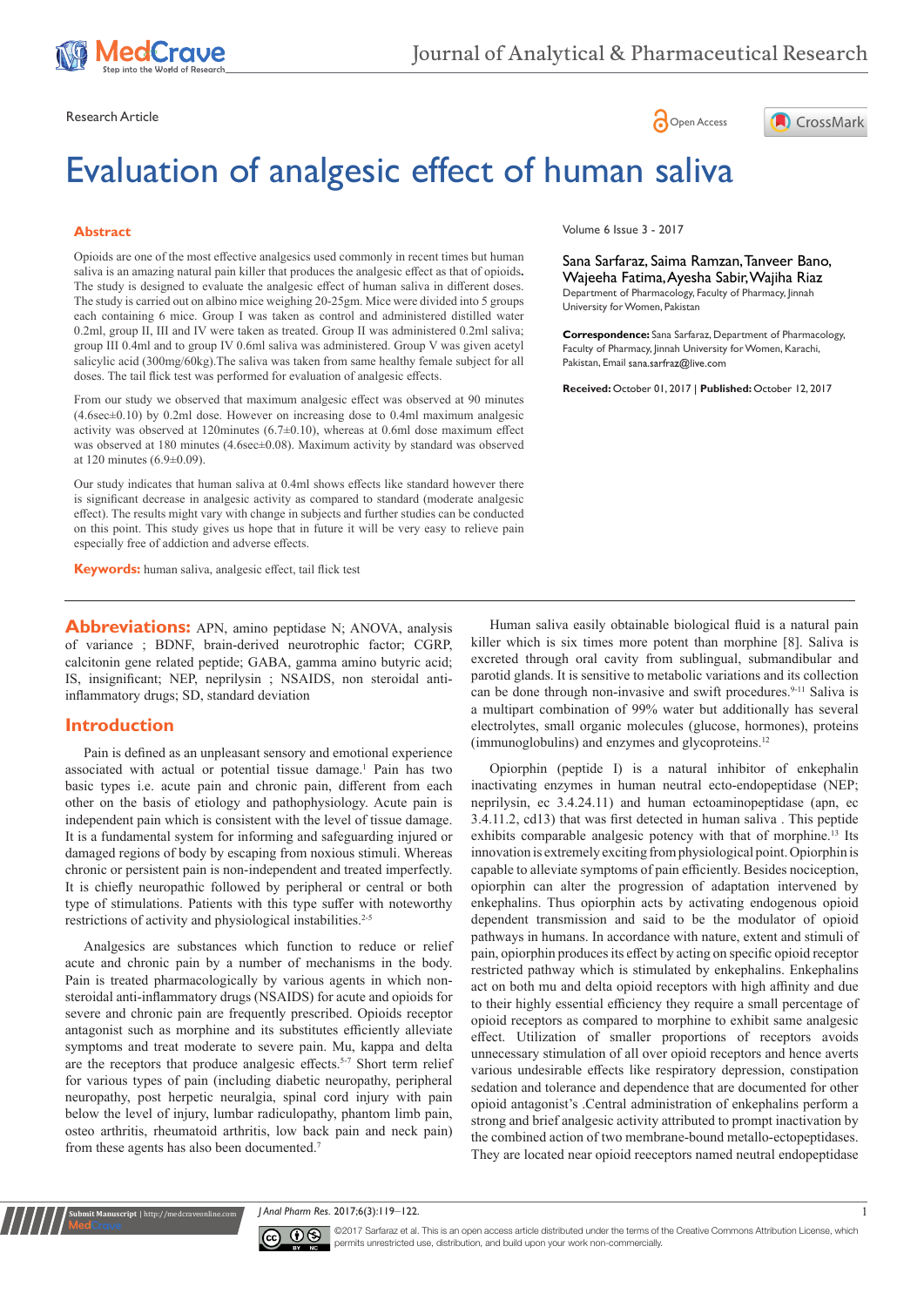Research Article

# Evaluation of analgesic effect of human saliva

Volume 6 Issue 3 - 2017

Sana Sarfaraz, Saima Ramzan, Tanveer Bano, Wajeeha Fatima, Ayesha Sabir, Wajiha Riaz

Department of Pharmacology, Faculty of Pharmacy, Jinnah University for Women, Pakistan

**Correspondence:** Sana Sarfaraz, Department of Pharmacology, Faculty of Pharmacy, Jinnah University for Women, Karachi, Pakistan, Email sana.sarfraz@live.com

**Received:** October 01, 2017 | **Published:** October 12, 2017

## Abstract

Opioids are one of the most effective analgesics used commonly in recent times but human saliva is an amazing natural pain killer that produces the analgesic effect as that of opioids**.** The study is designed to evaluate the analgesic effect of human saliva in different doses. The study is carried out on albino mice weighing 20-25gm. Mice were divided into 5 groups each containing 6 mice. Group I was taken as control and administered distilled water 0.2ml, group II, III and IV were taken as treated. Group II was administered 0.2ml saliva; group III 0.4ml and to group IV 0.6ml saliva was administered. Group V was given acetyl salicylic acid (300mg/60kg).The saliva was taken from same healthy female subject for all doses. The tail flick test was performed for evaluation of analgesic effects.

From our study we observed that maximum analgesic effect was observed at 90 minutes (4.6sec±0.10) by 0.2ml dose. However on increasing dose to 0.4ml maximum analgesic activity was observed at 120minutes (6.7±0.10), whereas at 0.6ml dose maximum effect was observed at 180 minutes (4.6sec±0.08). Maximum activity by standard was observed at 120 minutes (6.9±0.09).

Our study indicates that human saliva at 0.4ml shows effects like standard however there is significant decrease in analgesic activity as compared to standard (moderate analgesic effect). The results might vary with change in subjects and further studies can be conducted on this point. This study gives us hope that in future it will be very easy to relieve pain especially free of addiction and adverse effects.

**Keywords:** human saliva, analgesic effect, tail flick test

## Abbreviations

APN, amino peptidase N; ANOVA, analysis of variance ; BDNF, brain-derived neurotrophic factor; CGRP, calcitonin gene related peptide; GABA, gamma amino butyric acid; IS, insignificant; NEP, neprilysin ; NSAIDS, non steroidal anti-inflammatory drugs; SD, standard deviation

## Introduction

Pain is defined as an unpleasant sensory and emotional experience associated with actual or potential tissue damage.[1] Pain has two basic types i.e. acute pain and chronic pain, different from each other on the basis of etiology and pathophysiology. Acute pain is independent pain which is consistent with the level of tissue damage. It is a fundamental system for informing and safeguarding injured or damaged regions of body by escaping from noxious stimuli. Whereas chronic or persistent pain is non-independent and treated imperfectly. It is chiefly neuropathic followed by peripheral or central or both type of stimulations. Patients with this type suffer with noteworthy restrictions of activity and physiological instabilities.[2-5]

Analgesics are substances which function to reduce or relief acute and chronic pain by a number of mechanisms in the body. Pain is treated pharmacologically by various agents in which non-steroidal anti-inflammatory drugs (NSAIDS) for acute and opioids for severe and chronic pain are frequently prescribed. Opioids receptor antagonist such as morphine and its substitutes efficiently alleviate symptoms and treat moderate to severe pain. Mu, kappa and delta are the receptors that produce analgesic effects.[5-7] Short term relief for various types of pain (including diabetic neuropathy, peripheral neuropathy, post herpetic neuralgia, spinal cord injury with pain below the level of injury, lumbar radiculopathy, phantom limb pain, osteo arthritis, rheumatoid arthritis, low back pain and neck pain) from these agents has also been documented.[7]

Human saliva easily obtainable biological fluid is a natural pain killer which is six times more potent than morphine [8]. Saliva is excreted through oral cavity from sublingual, submandibular and parotid glands. It is sensitive to metabolic variations and its collection can be done through non-invasive and swift procedures.[9-11] Saliva is a multipart combination of 99% water but additionally has several electrolytes, small organic molecules (glucose, hormones), proteins (immunoglobulins) and enzymes and glycoproteins.[12]

Opiorphin (peptide I) is a natural inhibitor of enkephalin inactivating enzymes in human neutral ecto-endopeptidase (NEP; neprilysin, ec 3.4.24.11) and human ectoaminopeptidase (apn, ec 3.4.11.2, cd13) that was first detected in human saliva . This peptide exhibits comparable analgesic potency with that of morphine.[13] Its innovation is extremely exciting from physiological point. Opiorphin is capable to alleviate symptoms of pain efficiently. Besides nociception, opiorphin can alter the progression of adaptation intervened by enkephalins. Thus opiorphin acts by activating endogenous opioid dependent transmission and said to be the modulator of opioid pathways in humans. In accordance with nature, extent and stimuli of pain, opiorphin produces its effect by acting on specific opioid receptor restricted pathway which is stimulated by enkephalins. Enkephalins act on both mu and delta opioid receptors with high affinity and due to their highly essential efficiency they require a small percentage of opioid receptors as compared to morphine to exhibit same analgesic effect. Utilization of smaller proportions of receptors avoids unnecessary stimulation of all over opioid receptors and hence averts various undesirable effects like respiratory depression, constipation sedation and tolerance and dependence that are documented for other opioid antagonist's .Central administration of enkephalins perform a strong and brief analgesic activity attributed to prompt inactivation by the combined action of two membrane-bound metallo-ectopeptidases. They are located near opioid reeceptors named neutral endopeptidase

©2017 Sarfaraz et al. This is an open access article distributed under the terms of the Creative Commons Attribution License, which permits unrestricted use, distribution, and build upon your work non-commercially.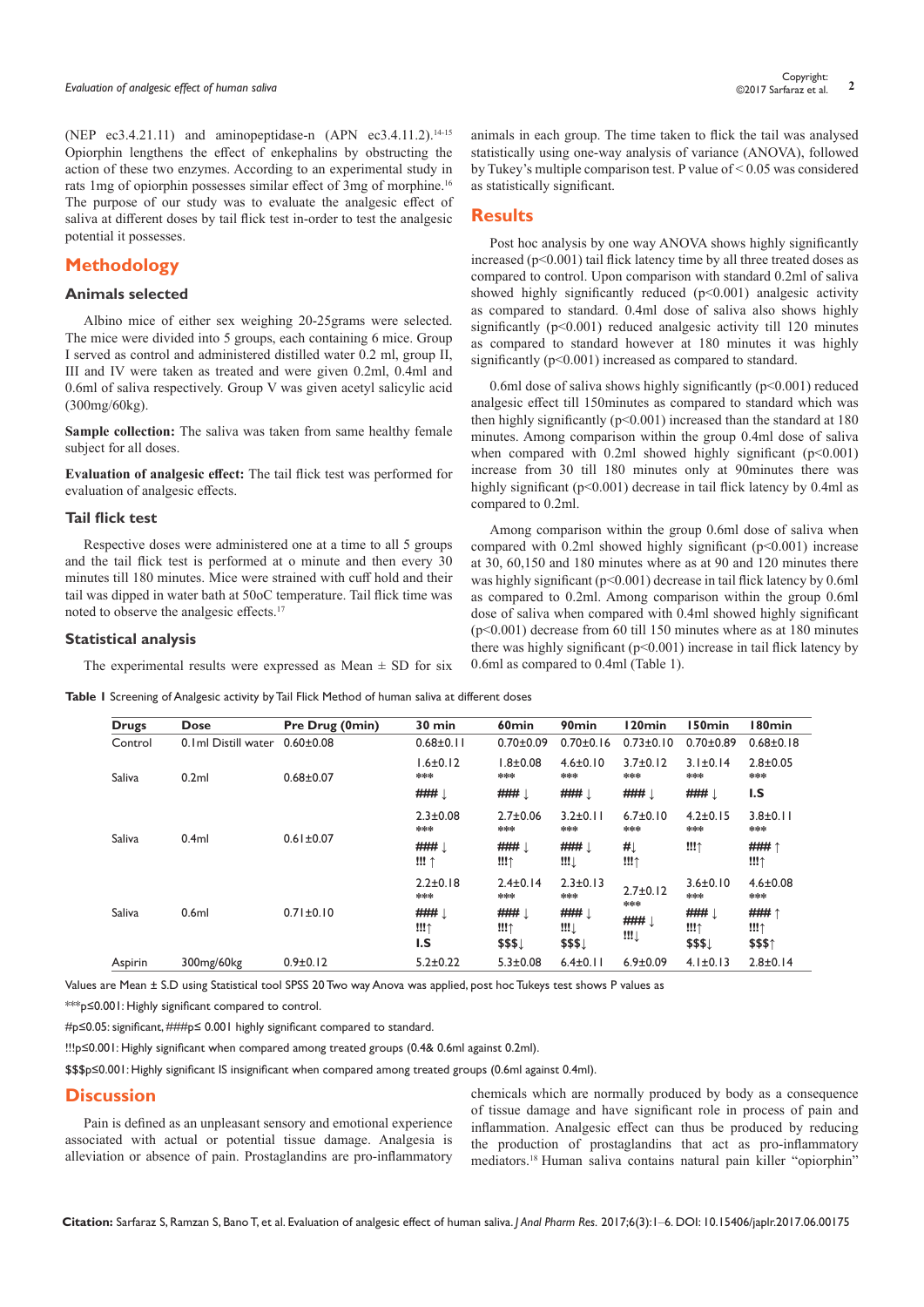(NEP ec3.4.21.11) and aminopeptidase-n (APN ec3.4.11.2).[14-15] Opiorphin lengthens the effect of enkephalins by obstructing the action of these two enzymes. According to an experimental study in rats 1mg of opiorphin possesses similar effect of 3mg of morphine.[16] The purpose of our study was to evaluate the analgesic effect of saliva at different doses by tail flick test in-order to test the analgesic potential it possesses.

## Methodology

### Animals selected

Albino mice of either sex weighing 20-25grams were selected. The mice were divided into 5 groups, each containing 6 mice. Group I served as control and administered distilled water 0.2 ml, group II, III and IV were taken as treated and were given 0.2ml, 0.4ml and 0.6ml of saliva respectively. Group V was given acetyl salicylic acid (300mg/60kg).

**Sample collection:** The saliva was taken from same healthy female subject for all doses.

**Evaluation of analgesic effect:** The tail flick test was performed for evaluation of analgesic effects.

### Tail flick test

Respective doses were administered one at a time to all 5 groups and the tail flick test is performed at o minute and then every 30 minutes till 180 minutes. Mice were strained with cuff hold and their tail was dipped in water bath at 50oC temperature. Tail flick time was noted to observe the analgesic effects.[17]

### Statistical analysis

The experimental results were expressed as Mean ± SD for six animals in each group. The time taken to flick the tail was analysed statistically using one-way analysis of variance (ANOVA), followed by Tukey's multiple comparison test. P value of < 0.05 was considered as statistically significant.

## Results

Post hoc analysis by one way ANOVA shows highly significantly increased (p<0.001) tail flick latency time by all three treated doses as compared to control. Upon comparison with standard 0.2ml of saliva showed highly significantly reduced (p<0.001) analgesic activity as compared to standard. 0.4ml dose of saliva also shows highly significantly (p<0.001) reduced analgesic activity till 120 minutes as compared to standard however at 180 minutes it was highly significantly (p<0.001) increased as compared to standard.

0.6ml dose of saliva shows highly significantly (p<0.001) reduced analgesic effect till 150minutes as compared to standard which was then highly significantly (p<0.001) increased than the standard at 180 minutes. Among comparison within the group 0.4ml dose of saliva when compared with 0.2ml showed highly significant (p<0.001) increase from 30 till 180 minutes only at 90minutes there was highly significant (p<0.001) decrease in tail flick latency by 0.4ml as compared to 0.2ml.

Among comparison within the group 0.6ml dose of saliva when compared with 0.2ml showed highly significant (p<0.001) increase at 30, 60,150 and 180 minutes where as at 90 and 120 minutes there was highly significant (p<0.001) decrease in tail flick latency by 0.6ml as compared to 0.2ml. Among comparison within the group 0.6ml dose of saliva when compared with 0.4ml showed highly significant (p<0.001) decrease from 60 till 150 minutes where as at 180 minutes there was highly significant (p<0.001) increase in tail flick latency by 0.6ml as compared to 0.4ml (Table 1).

**Table 1** Screening of Analgesic activity by Tail Flick Method of human saliva at different doses

| Drugs | Dose | Pre Drug (0min) | 30 min | 60min | 90min | 120min | 150min | 180min |
|---|---|---|---|---|---|---|---|---|
| Control | 0.1ml Distill water | 0.60±0.08 | 0.68±0.11 | 0.70±0.09 | 0.70±0.16 | 0.73±0.10 | 0.70±0.89 | 0.68±0.18 |
| Saliva | 0.2ml | 0.68±0.07 | 1.6±0.12 *** ### ↓ | 1.8±0.08 *** ### ↓ | 4.6±0.10 *** ### ↓ | 3.7±0.12 *** ### ↓ | 3.1±0.14 *** ### ↓ | 2.8±0.05 *** I.S |
| Saliva | 0.4ml | 0.61±0.07 | 2.3±0.08 *** ### ↓ !!! ↑ | 2.7±0.06 *** ### ↓ !!!↑ | 3.2±0.11 *** ### ↓ !!!↓ | 6.7±0.10 *** #↓ !!!↑ | 4.2±0.15 *** !!!↑ | 3.8±0.11 *** ### ↑ !!!↑ |
| Saliva | 0.6ml | 0.71±0.10 | 2.2±0.18 *** ### ↓ !!!↑ I.S | 2.4±0.14 *** ### ↓ !!!↑ $$$↓ | 2.3±0.13 *** ### ↓ !!!↓ $$$↓ | 2.7±0.12 *** ### ↓ !!!↓ | 3.6±0.10 *** ### ↓ !!!↑ $$$↓ | 4.6±0.08 *** ### ↑ !!!↑ $$$↑ |
| Aspirin | 300mg/60kg | 0.9±0.12 | 5.2±0.22 | 5.3±0.08 | 6.4±0.11 | 6.9±0.09 | 4.1±0.13 | 2.8±0.14 |

Values are Mean ± S.D using Statistical tool SPSS 20 Two way Anova was applied, post hoc Tukeys test shows P values as

***p≤0.001: Highly significant compared to control.

#p≤0.05: significant, ###p≤ 0.001 highly significant compared to standard.

!!!p≤0.001: Highly significant when compared among treated groups (0.4& 0.6ml against 0.2ml).

$$$p≤0.001: Highly significant IS insignificant when compared among treated groups (0.6ml against 0.4ml).

## Discussion

Pain is defined as an unpleasant sensory and emotional experience associated with actual or potential tissue damage. Analgesia is alleviation or absence of pain. Prostaglandins are pro-inflammatory chemicals which are normally produced by body as a consequence of tissue damage and have significant role in process of pain and inflammation. Analgesic effect can thus be produced by reducing the production of prostaglandins that act as pro-inflammatory mediators.[18] Human saliva contains natural pain killer "opiorphin"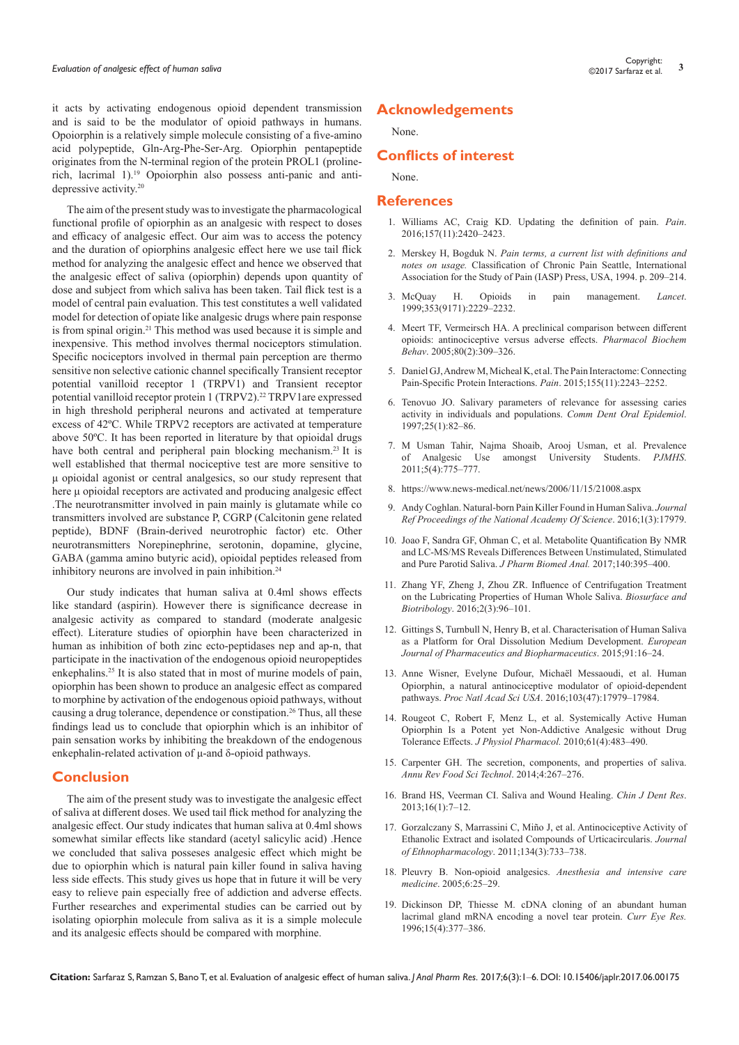it acts by activating endogenous opioid dependent transmission and is said to be the modulator of opioid pathways in humans. Opoiorphin is a relatively simple molecule consisting of a five-amino acid polypeptide, Gln-Arg-Phe-Ser-Arg. Opiorphin pentapeptide originates from the N-terminal region of the protein PROL1 (proline-rich, lacrimal 1).[19] Opoiorphin also possess anti-panic and anti-depressive activity.[20]

The aim of the present study was to investigate the pharmacological functional profile of opiorphin as an analgesic with respect to doses and efficacy of analgesic effect. Our aim was to access the potency and the duration of opiorphins analgesic effect here we use tail flick method for analyzing the analgesic effect and hence we observed that the analgesic effect of saliva (opiorphin) depends upon quantity of dose and subject from which saliva has been taken. Tail flick test is a model of central pain evaluation. This test constitutes a well validated model for detection of opiate like analgesic drugs where pain response is from spinal origin.[21] This method was used because it is simple and inexpensive. This method involves thermal nociceptors stimulation. Specific nociceptors involved in thermal pain perception are thermo sensitive non selective cationic channel specifically Transient receptor potential vanilloid receptor 1 (TRPV1) and Transient receptor potential vanilloid receptor protein 1 (TRPV2).[22] TRPV1are expressed in high threshold peripheral neurons and activated at temperature excess of 42ºC. While TRPV2 receptors are activated at temperature above 50ºC. It has been reported in literature by that opioidal drugs have both central and peripheral pain blocking mechanism.[23] It is well established that thermal nociceptive test are more sensitive to μ opioidal agonist or central analgesics, so our study represent that here μ opioidal receptors are activated and producing analgesic effect .The neurotransmitter involved in pain mainly is glutamate while co transmitters involved are substance P, CGRP (Calcitonin gene related peptide), BDNF (Brain-derived neurotrophic factor) etc. Other neurotransmitters Norepinephrine, serotonin, dopamine, glycine, GABA (gamma amino butyric acid), opioidal peptides released from inhibitory neurons are involved in pain inhibition.[24]

Our study indicates that human saliva at 0.4ml shows effects like standard (aspirin). However there is significance decrease in analgesic activity as compared to standard (moderate analgesic effect). Literature studies of opiorphin have been characterized in human as inhibition of both zinc ecto-peptidases nep and ap-n, that participate in the inactivation of the endogenous opioid neuropeptides enkephalins.[25] It is also stated that in most of murine models of pain, opiorphin has been shown to produce an analgesic effect as compared to morphine by activation of the endogenous opioid pathways, without causing a drug tolerance, dependence or constipation.[26] Thus, all these findings lead us to conclude that opiorphin which is an inhibitor of pain sensation works by inhibiting the breakdown of the endogenous enkephalin-related activation of μ-and δ-opioid pathways.

## Conclusion

The aim of the present study was to investigate the analgesic effect of saliva at different doses. We used tail flick method for analyzing the analgesic effect. Our study indicates that human saliva at 0.4ml shows somewhat similar effects like standard (acetyl salicylic acid) .Hence we concluded that saliva posseses analgesic effect which might be due to opiorphin which is natural pain killer found in saliva having less side effects. This study gives us hope that in future it will be very easy to relieve pain especially free of addiction and adverse effects. Further researches and experimental studies can be carried out by isolating opiorphin molecule from saliva as it is a simple molecule and its analgesic effects should be compared with morphine.

## Acknowledgements

None.

## Conflicts of interest

None.

## References

1. Williams AC, Craig KD. Updating the definition of pain. *Pain*. 2016;157(11):2420–2423.
2. Merskey H, Bogduk N. *Pain terms, a current list with definitions and notes on usage.* Classification of Chronic Pain Seattle, International Association for the Study of Pain (IASP) Press, USA, 1994. p. 209–214.
3. McQuay H. Opioids in pain management. *Lancet.* 1999;353(9171):2229–2232.
4. Meert TF, Vermeirsch HA. A preclinical comparison between different opioids: antinociceptive versus adverse effects. *Pharmacol Biochem Behav*. 2005;80(2):309–326.
5. Daniel GJ, Andrew M, Micheal K, et al. The Pain Interactome: Connecting Pain-Specific Protein Interactions. *Pain*. 2015;155(11):2243–2252.
6. Tenovuo JO. Salivary parameters of relevance for assessing caries activity in individuals and populations. *Comm Dent Oral Epidemiol*. 1997;25(1):82–86.
7. M Usman Tahir, Najma Shoaib, Arooj Usman, et al. Prevalence of Analgesic Use amongst University Students. *PJMHS*. 2011;5(4):775–777.
8. https://www.news-medical.net/news/2006/11/15/21008.aspx
9. Andy Coghlan. Natural-born Pain Killer Found in Human Saliva. *Journal Ref Proceedings of the National Academy Of Science*. 2016;1(3):17979.
10. Joao F, Sandra GF, Ohman C, et al. Metabolite Quantification By NMR and LC-MS/MS Reveals Differences Between Unstimulated, Stimulated and Pure Parotid Saliva. *J Pharm Biomed Anal.* 2017;140:395–400.
11. Zhang YF, Zheng J, Zhou ZR. Influence of Centrifugation Treatment on the Lubricating Properties of Human Whole Saliva. *Biosurface and Biotribology*. 2016;2(3):96–101.
12. Gittings S, Turnbull N, Henry B, et al. Characterisation of Human Saliva as a Platform for Oral Dissolution Medium Development. *European Journal of Pharmaceutics and Biopharmaceutics*. 2015;91:16–24.
13. Anne Wisner, Evelyne Dufour, Michaël Messaoudi, et al. Human Opiorphin, a natural antinociceptive modulator of opioid-dependent pathways. *Proc Natl Acad Sci USA*. 2016;103(47):17979–17984.
14. Rougeot C, Robert F, Menz L, et al. Systemically Active Human Opiorphin Is a Potent yet Non-Addictive Analgesic without Drug Tolerance Effects. *J Physiol Pharmacol.* 2010;61(4):483–490.
15. Carpenter GH. The secretion, components, and properties of saliva. *Annu Rev Food Sci Technol*. 2014;4:267–276.
16. Brand HS, Veerman CI. Saliva and Wound Healing. *Chin J Dent Res*. 2013;16(1):7–12.
17. Gorzalczany S, Marrassini C, Miño J, et al. Antinociceptive Activity of Ethanolic Extract and isolated Compounds of Urticacircularis. *Journal of Ethnopharmacology*. 2011;134(3):733–738.
18. Pleuvry B. Non-opioid analgesics. *Anesthesia and intensive care medicine*. 2005;6:25–29.
19. Dickinson DP, Thiesse M. cDNA cloning of an abundant human lacrimal gland mRNA encoding a novel tear protein. *Curr Eye Res.* 1996;15(4):377–386.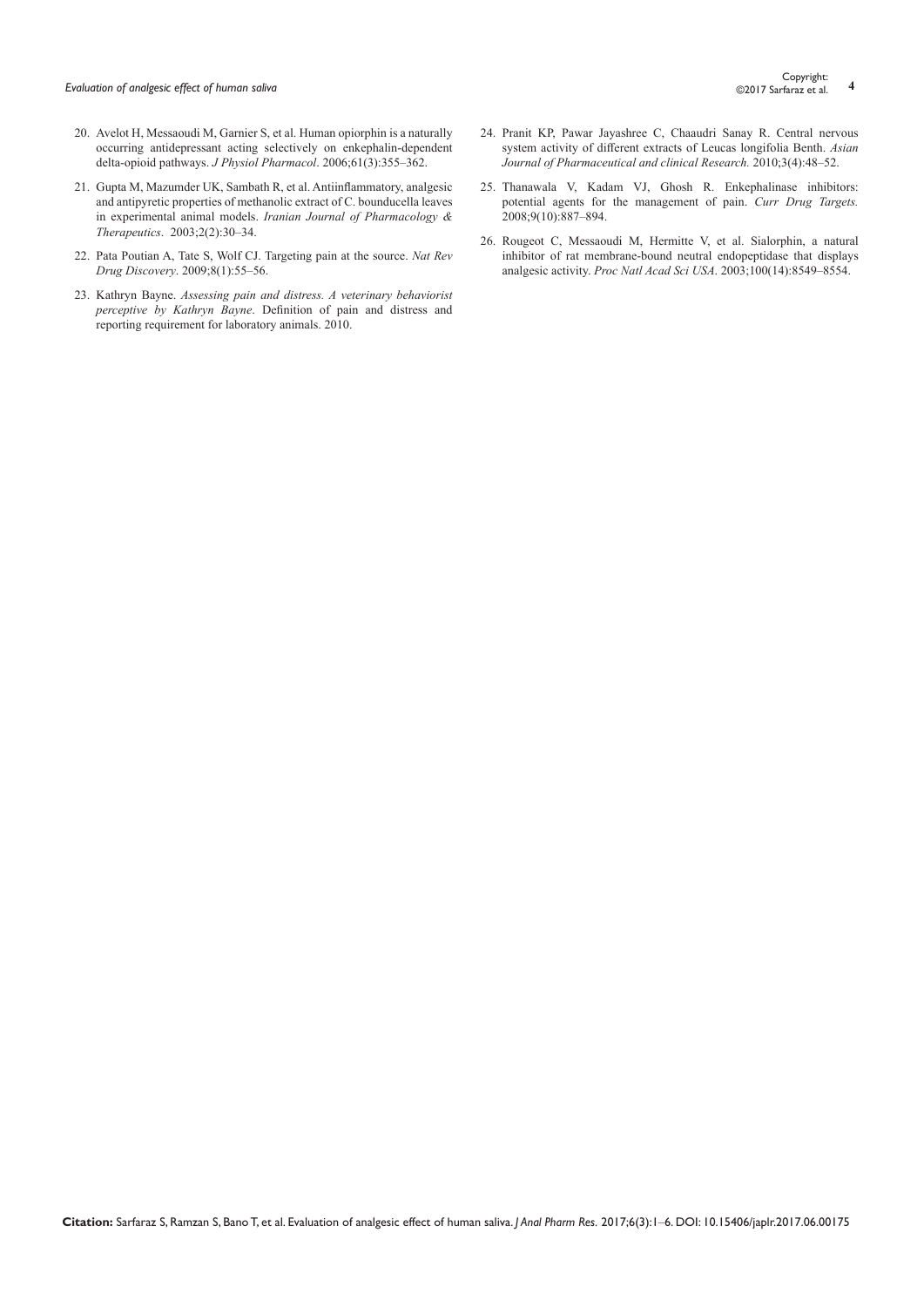20. Avelot H, Messaoudi M, Garnier S, et al. Human opiorphin is a naturally occurring antidepressant acting selectively on enkephalin-dependent delta-opioid pathways. *J Physiol Pharmacol*. 2006;61(3):355–362.

21. Gupta M, Mazumder UK, Sambath R, et al. Antiinflammatory, analgesic and antipyretic properties of methanolic extract of C. bounducella leaves in experimental animal models. *Iranian Journal of Pharmacology & Therapeutics*. 2003;2(2):30–34.

22. Pata Poutian A, Tate S, Wolf CJ. Targeting pain at the source. *Nat Rev Drug Discovery*. 2009;8(1):55–56.

23. Kathryn Bayne. *Assessing pain and distress. A veterinary behaviorist perceptive by Kathryn Bayne*. Definition of pain and distress and reporting requirement for laboratory animals. 2010.

24. Pranit KP, Pawar Jayashree C, Chaaudri Sanay R. Central nervous system activity of different extracts of Leucas longifolia Benth. *Asian Journal of Pharmaceutical and clinical Research.* 2010;3(4):48–52.

25. Thanawala V, Kadam VJ, Ghosh R. Enkephalinase inhibitors: potential agents for the management of pain. *Curr Drug Targets.* 2008;9(10):887–894.

26. Rougeot C, Messaoudi M, Hermitte V, et al. Sialorphin, a natural inhibitor of rat membrane-bound neutral endopeptidase that displays analgesic activity. *Proc Natl Acad Sci USA*. 2003;100(14):8549–8554.